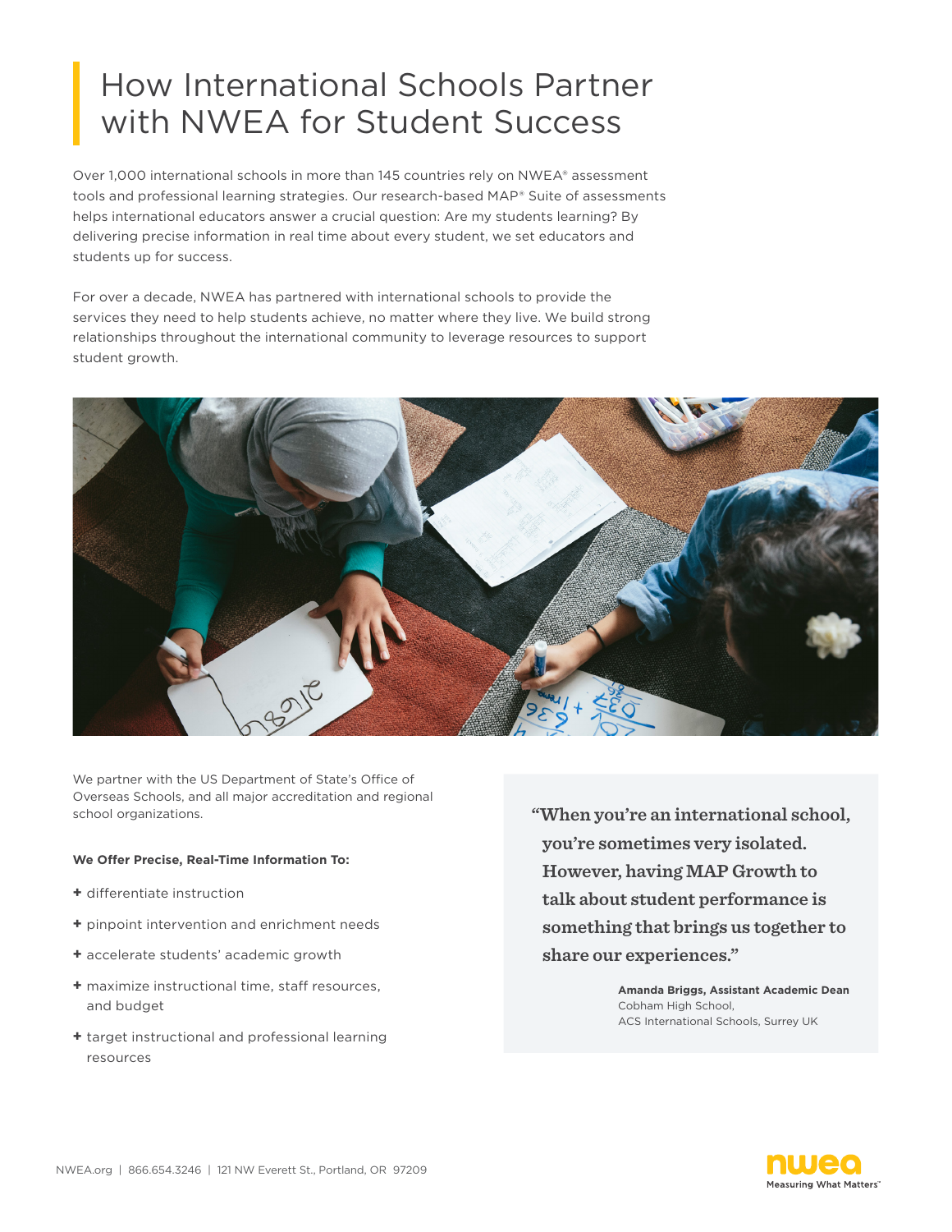# How International Schools Partner with NWEA for Student Success

Over 1,000 international schools in more than 145 countries rely on NWEA® assessment tools and professional learning strategies. Our research-based MAP® Suite of assessments helps international educators answer a crucial question: Are my students learning? By delivering precise information in real time about every student, we set educators and students up for success.

For over a decade, NWEA has partnered with international schools to provide the services they need to help students achieve, no matter where they live. We build strong relationships throughout the international community to leverage resources to support student growth.

We partner with the US Department of State's Office of Overseas Schools, and all major accreditation and regional school organizations.

**We Offer Precise, Real-Time Information To:**

+ differentiate instruction
+ pinpoint intervention and enrichment needs
+ accelerate students' academic growth
+ maximize instructional time, staff resources, and budget
+ target instructional and professional learning resources

> "When you're an international school, you're sometimes very isolated. However, having MAP Growth to talk about student performance is something that brings us together to share our experiences."
>
> **Amanda Briggs, Assistant Academic Dean**
> Cobham High School,
> ACS International Schools, Surrey UK

NWEA.org | 866.654.3246 | 121 NW Everett St., Portland, OR 97209

nwea
Measuring What Matters™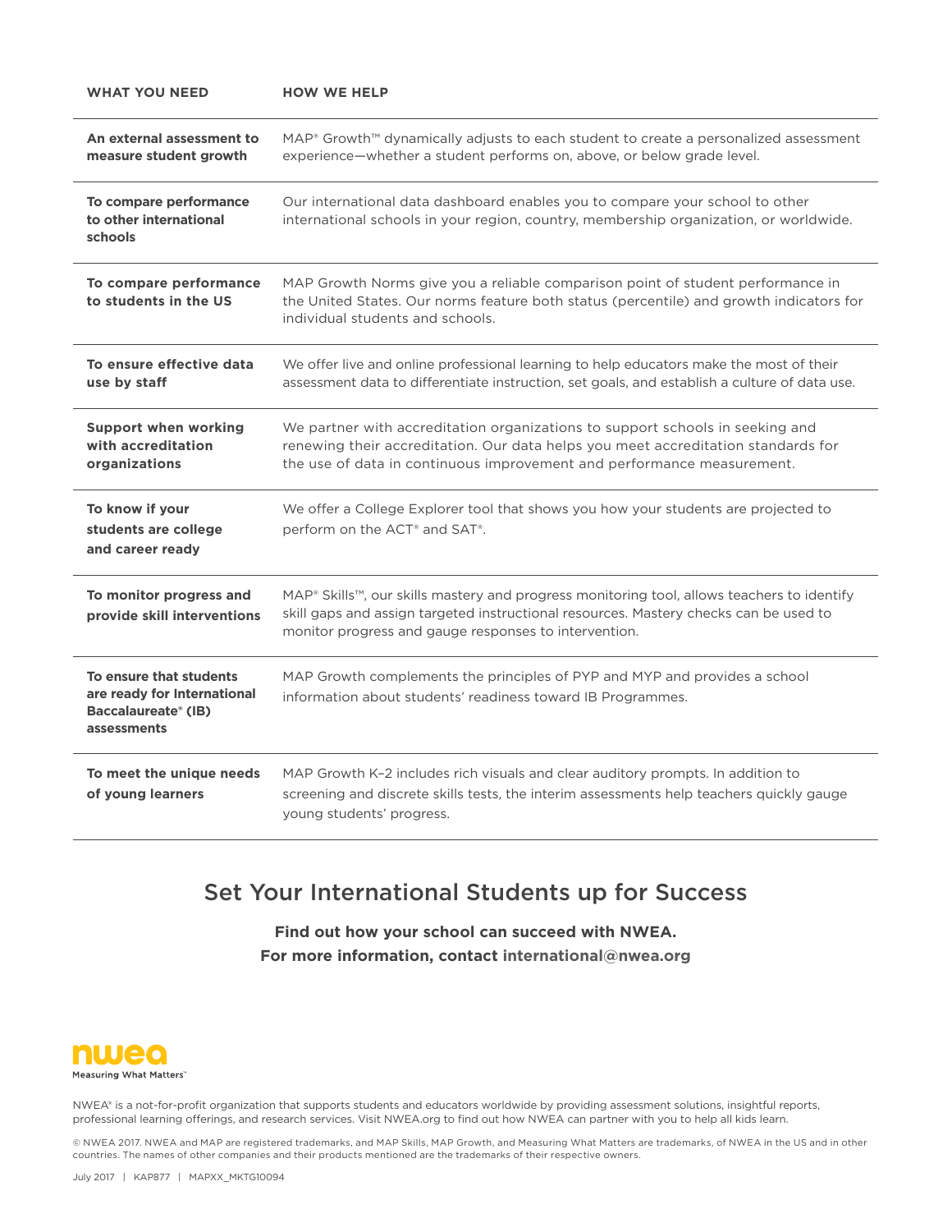| WHAT YOU NEED | HOW WE HELP |
|---|---|
| **An external assessment to measure student growth** | MAP® Growth™ dynamically adjusts to each student to create a personalized assessment experience—whether a student performs on, above, or below grade level. |
| **To compare performance to other international schools** | Our international data dashboard enables you to compare your school to other international schools in your region, country, membership organization, or worldwide. |
| **To compare performance to students in the US** | MAP Growth Norms give you a reliable comparison point of student performance in the United States. Our norms feature both status (percentile) and growth indicators for individual students and schools. |
| **To ensure effective data use by staff** | We offer live and online professional learning to help educators make the most of their assessment data to differentiate instruction, set goals, and establish a culture of data use. |
| **Support when working with accreditation organizations** | We partner with accreditation organizations to support schools in seeking and renewing their accreditation. Our data helps you meet accreditation standards for the use of data in continuous improvement and performance measurement. |
| **To know if your students are college and career ready** | We offer a College Explorer tool that shows you how your students are projected to perform on the ACT® and SAT®. |
| **To monitor progress and provide skill interventions** | MAP® Skills™, our skills mastery and progress monitoring tool, allows teachers to identify skill gaps and assign targeted instructional resources. Mastery checks can be used to monitor progress and gauge responses to intervention. |
| **To ensure that students are ready for International Baccalaureate® (IB) assessments** | MAP Growth complements the principles of PYP and MYP and provides a school information about students' readiness toward IB Programmes. |
| **To meet the unique needs of young learners** | MAP Growth K–2 includes rich visuals and clear auditory prompts. In addition to screening and discrete skills tests, the interim assessments help teachers quickly gauge young students' progress. |

## Set Your International Students up for Success

**Find out how your school can succeed with NWEA.**
**For more information, contact international@nwea.org**

nwea
Measuring What Matters™

NWEA® is a not-for-profit organization that supports students and educators worldwide by providing assessment solutions, insightful reports, professional learning offerings, and research services. Visit NWEA.org to find out how NWEA can partner with you to help all kids learn.

© NWEA 2017. NWEA and MAP are registered trademarks, and MAP Skills, MAP Growth, and Measuring What Matters are trademarks, of NWEA in the US and in other countries. The names of other companies and their products mentioned are the trademarks of their respective owners.

July 2017 | KAP877 | MAPXX_MKTG10094